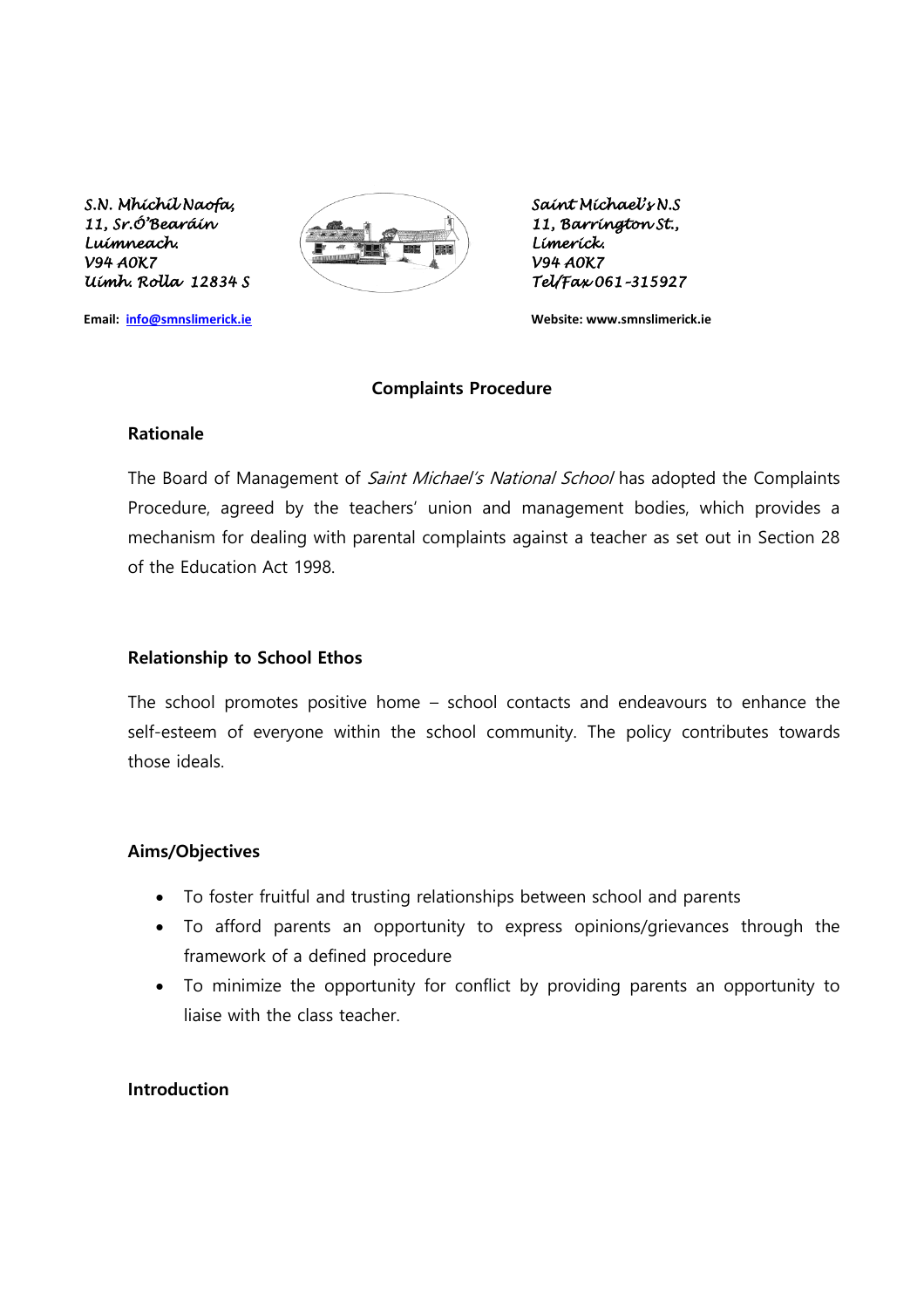*S.N. Mhíchíl Naofa,*
*11, Sr.Ó'Bearáin*
*Luimneach.*
*V94 A0K7*
*Uimh. Rolla 12834 S*

*Saint Michael's N.S*
*11, Barrington St.,*
*Limerick.*
*V94 A0K7*
*Tel/Fax 061-315927*

**Email: info@smnslimerick.ie**

**Website: www.smnslimerick.ie**

# Complaints Procedure

## Rationale

The Board of Management of *Saint Michael's National School* has adopted the Complaints Procedure, agreed by the teachers' union and management bodies, which provides a mechanism for dealing with parental complaints against a teacher as set out in Section 28 of the Education Act 1998.

## Relationship to School Ethos

The school promotes positive home – school contacts and endeavours to enhance the self-esteem of everyone within the school community. The policy contributes towards those ideals.

## Aims/Objectives

- To foster fruitful and trusting relationships between school and parents
- To afford parents an opportunity to express opinions/grievances through the framework of a defined procedure
- To minimize the opportunity for conflict by providing parents an opportunity to liaise with the class teacher.

## Introduction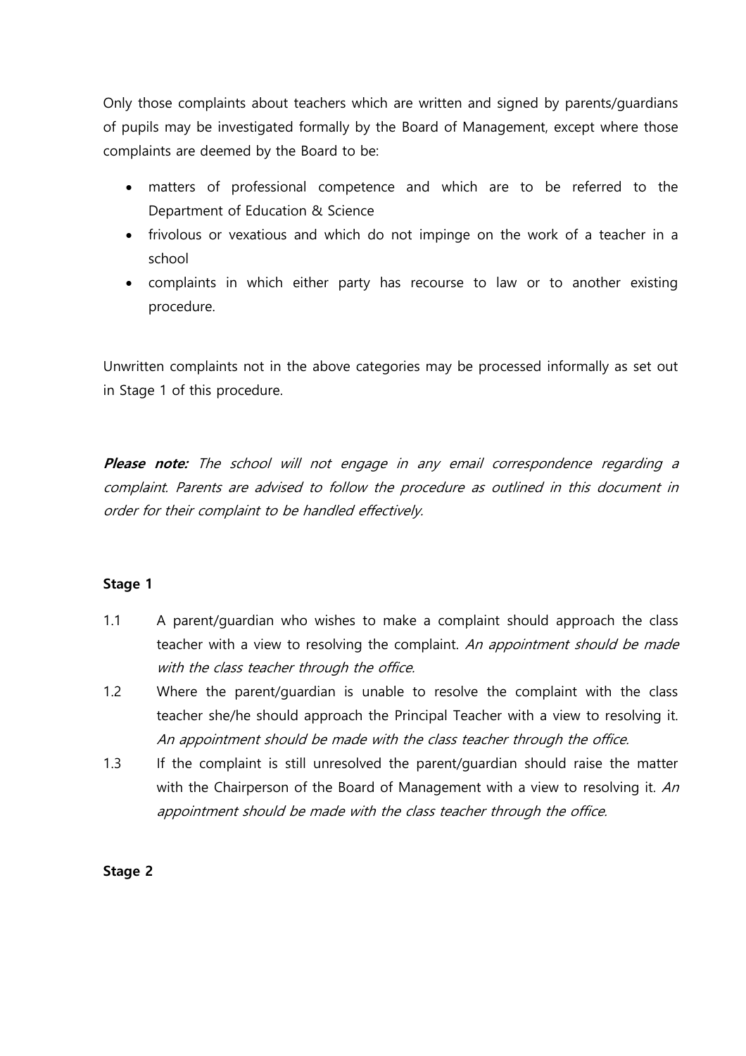Only those complaints about teachers which are written and signed by parents/guardians of pupils may be investigated formally by the Board of Management, except where those complaints are deemed by the Board to be:

- matters of professional competence and which are to be referred to the Department of Education & Science
- frivolous or vexatious and which do not impinge on the work of a teacher in a school
- complaints in which either party has recourse to law or to another existing procedure.

Unwritten complaints not in the above categories may be processed informally as set out in Stage 1 of this procedure.

***Please note:*** *The school will not engage in any email correspondence regarding a complaint. Parents are advised to follow the procedure as outlined in this document in order for their complaint to be handled effectively.*

**Stage 1**

1.1 A parent/guardian who wishes to make a complaint should approach the class teacher with a view to resolving the complaint. *An appointment should be made with the class teacher through the office.*

1.2 Where the parent/guardian is unable to resolve the complaint with the class teacher she/he should approach the Principal Teacher with a view to resolving it. *An appointment should be made with the class teacher through the office.*

1.3 If the complaint is still unresolved the parent/guardian should raise the matter with the Chairperson of the Board of Management with a view to resolving it. *An appointment should be made with the class teacher through the office.*

**Stage 2**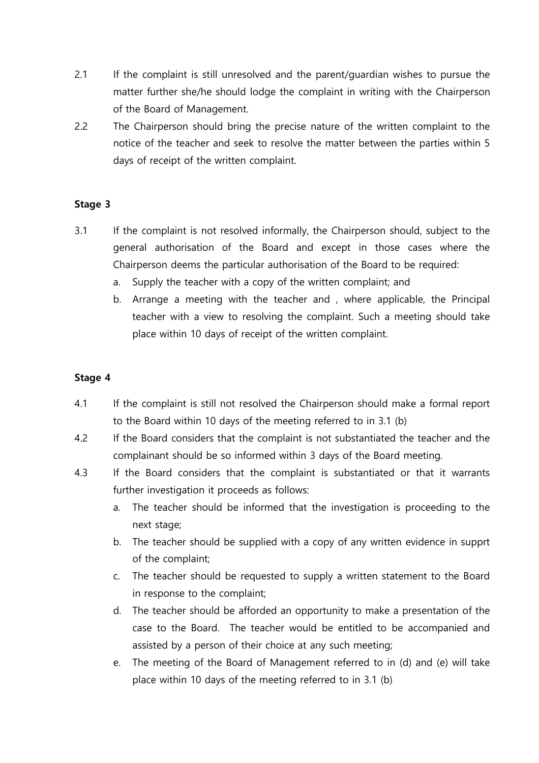2.1 If the complaint is still unresolved and the parent/guardian wishes to pursue the matter further she/he should lodge the complaint in writing with the Chairperson of the Board of Management.

2.2 The Chairperson should bring the precise nature of the written complaint to the notice of the teacher and seek to resolve the matter between the parties within 5 days of receipt of the written complaint.

**Stage 3**

3.1 If the complaint is not resolved informally, the Chairperson should, subject to the general authorisation of the Board and except in those cases where the Chairperson deems the particular authorisation of the Board to be required:

a. Supply the teacher with a copy of the written complaint; and

b. Arrange a meeting with the teacher and , where applicable, the Principal teacher with a view to resolving the complaint. Such a meeting should take place within 10 days of receipt of the written complaint.

**Stage 4**

4.1 If the complaint is still not resolved the Chairperson should make a formal report to the Board within 10 days of the meeting referred to in 3.1 (b)

4.2 If the Board considers that the complaint is not substantiated the teacher and the complainant should be so informed within 3 days of the Board meeting.

4.3 If the Board considers that the complaint is substantiated or that it warrants further investigation it proceeds as follows:

a. The teacher should be informed that the investigation is proceeding to the next stage;

b. The teacher should be supplied with a copy of any written evidence in supprt of the complaint;

c. The teacher should be requested to supply a written statement to the Board in response to the complaint;

d. The teacher should be afforded an opportunity to make a presentation of the case to the Board. The teacher would be entitled to be accompanied and assisted by a person of their choice at any such meeting;

e. The meeting of the Board of Management referred to in (d) and (e) will take place within 10 days of the meeting referred to in 3.1 (b)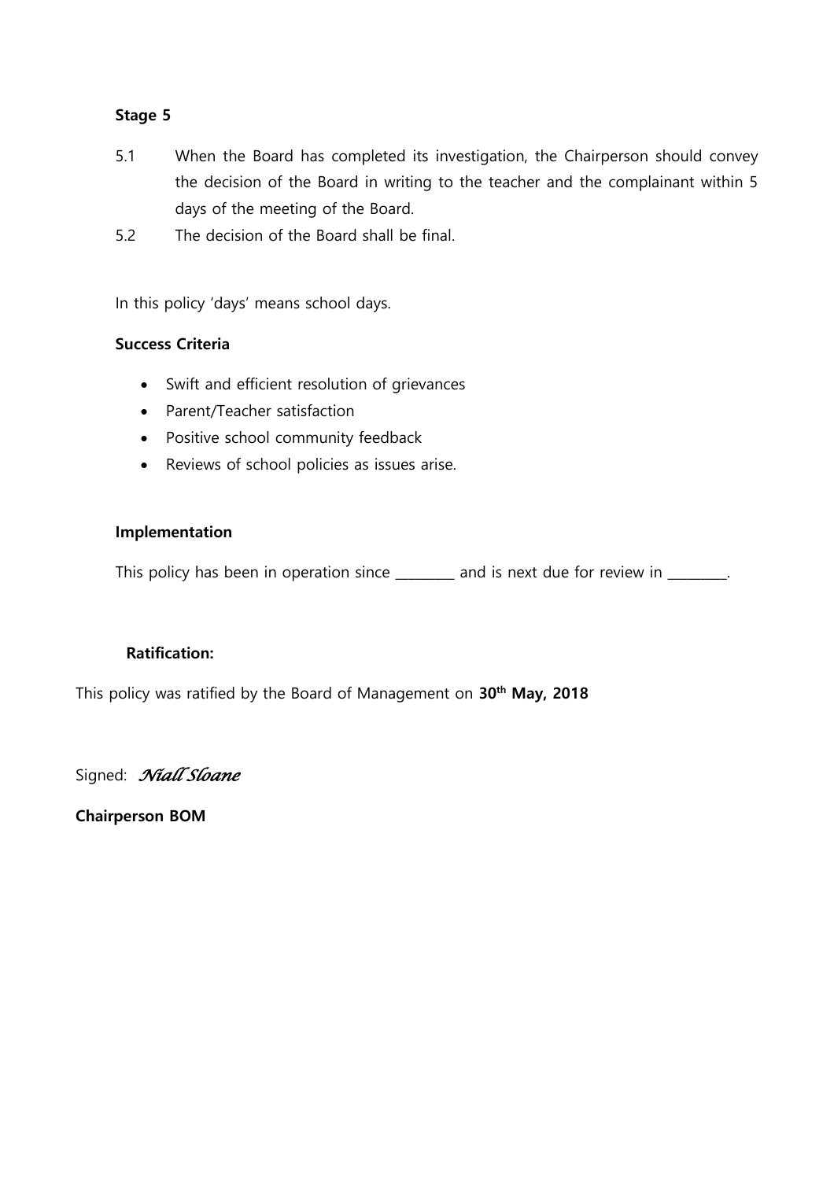**Stage 5**

5.1 When the Board has completed its investigation, the Chairperson should convey the decision of the Board in writing to the teacher and the complainant within 5 days of the meeting of the Board.

5.2 The decision of the Board shall be final.

In this policy 'days' means school days.

**Success Criteria**

- Swift and efficient resolution of grievances
- Parent/Teacher satisfaction
- Positive school community feedback
- Reviews of school policies as issues arise.

**Implementation**

This policy has been in operation since ________ and is next due for review in ________.

**Ratification:**

This policy was ratified by the Board of Management on **30th May, 2018**

Signed: *Niall Sloane*

**Chairperson BOM**